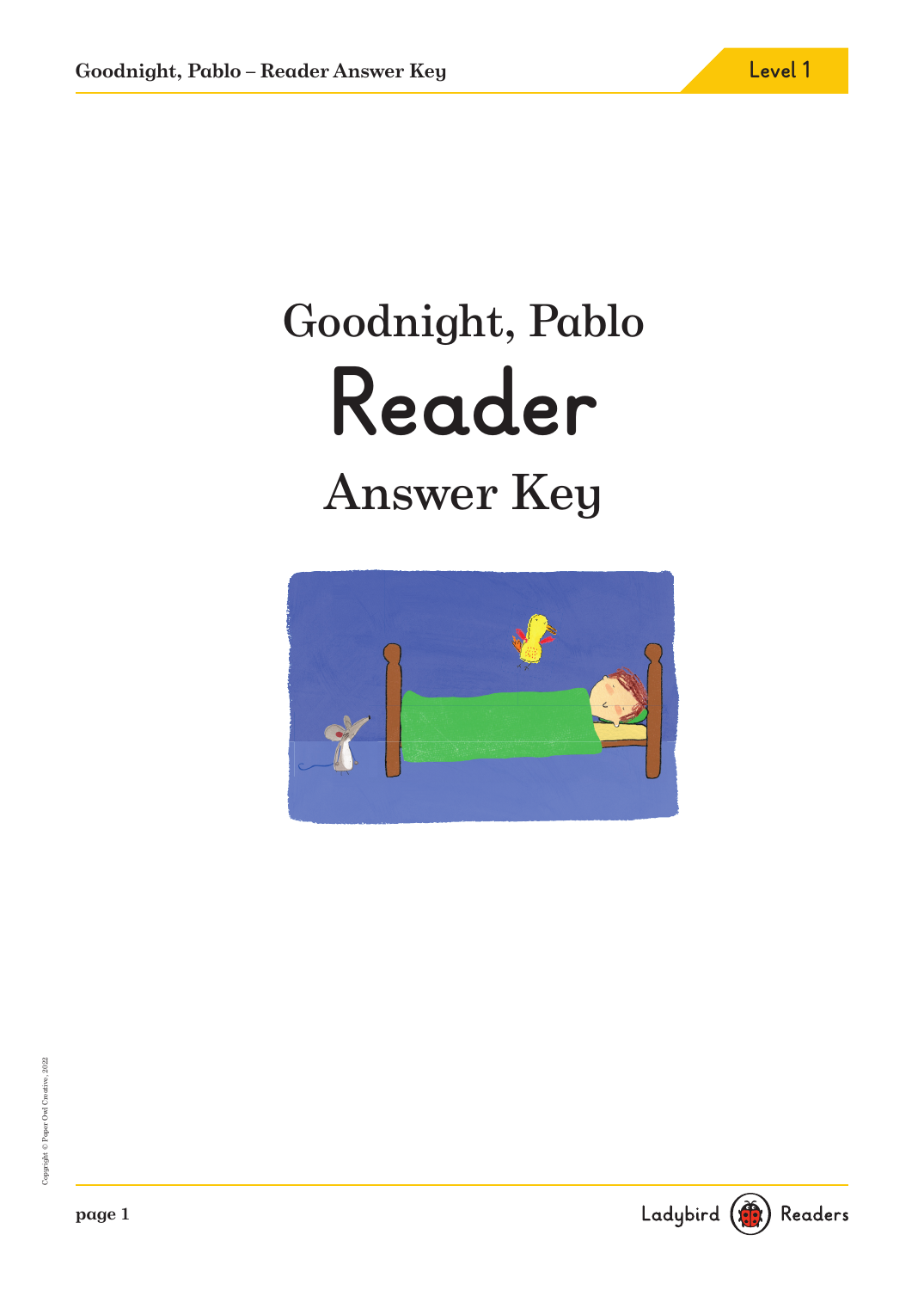# Goodnight, Pablo

# Reader

## Answer Key

Copyright © Paper Owl Creative, 2022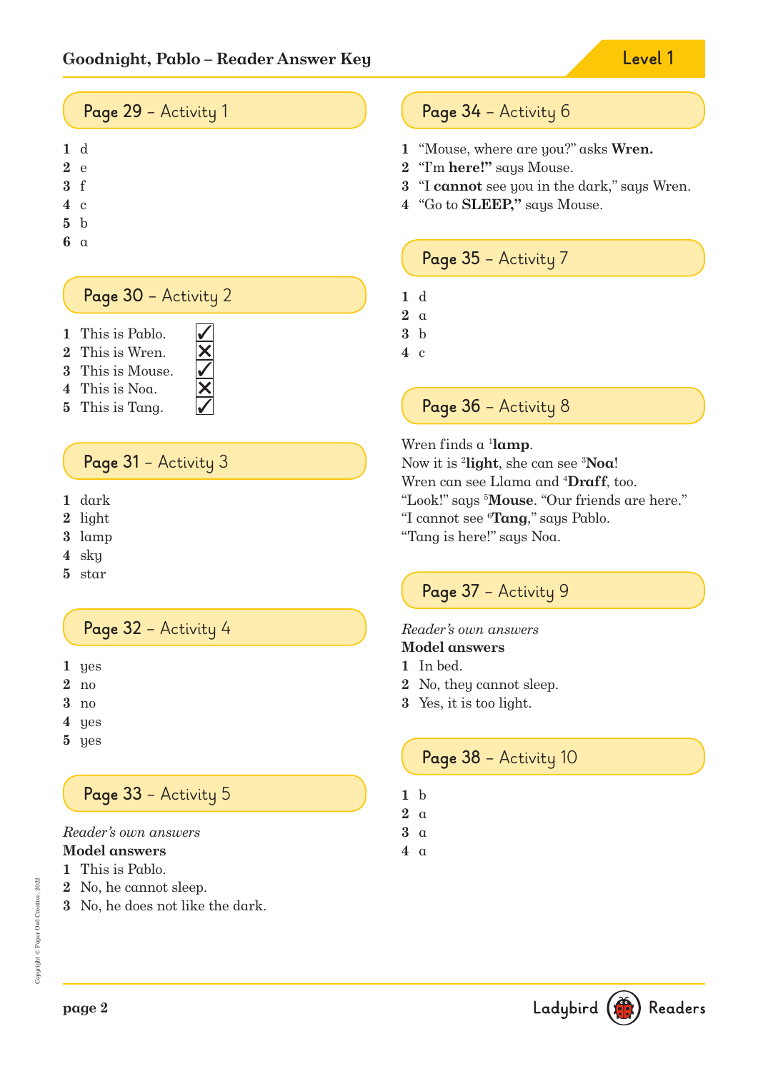## Page 29 – Activity 1

1 d
2 e
3 f
4 c
5 b
6 a

## Page 30 – Activity 2

1 This is Pablo. ✓
2 This is Wren. ✗
3 This is Mouse. ✓
4 This is Noa. ✗
5 This is Tang. ✓

## Page 31 – Activity 3

1 dark
2 light
3 lamp
4 sky
5 star

## Page 32 – Activity 4

1 yes
2 no
3 no
4 yes
5 yes

## Page 33 – Activity 5

*Reader's own answers*
**Model answers**
1 This is Pablo.
2 No, he cannot sleep.
3 No, he does not like the dark.

## Page 34 – Activity 6

1 "Mouse, where are you?" asks **Wren.**
2 "I'm **here!"** says Mouse.
3 "I **cannot** see you in the dark," says Wren.
4 "Go to **SLEEP,"** says Mouse.

## Page 35 – Activity 7

1 d
2 a
3 b
4 c

## Page 36 – Activity 8

Wren finds a [1]**lamp**.
Now it is [2]**light**, she can see [3]**Noa**!
Wren can see Llama and [4]**Draff**, too.
"Look!" says [5]**Mouse**. "Our friends are here."
"I cannot see [6]**Tang**," says Pablo.
"Tang is here!" says Noa.

## Page 37 – Activity 9

*Reader's own answers*
**Model answers**
1 In bed.
2 No, they cannot sleep.
3 Yes, it is too light.

## Page 38 – Activity 10

1 b
2 a
3 a
4 a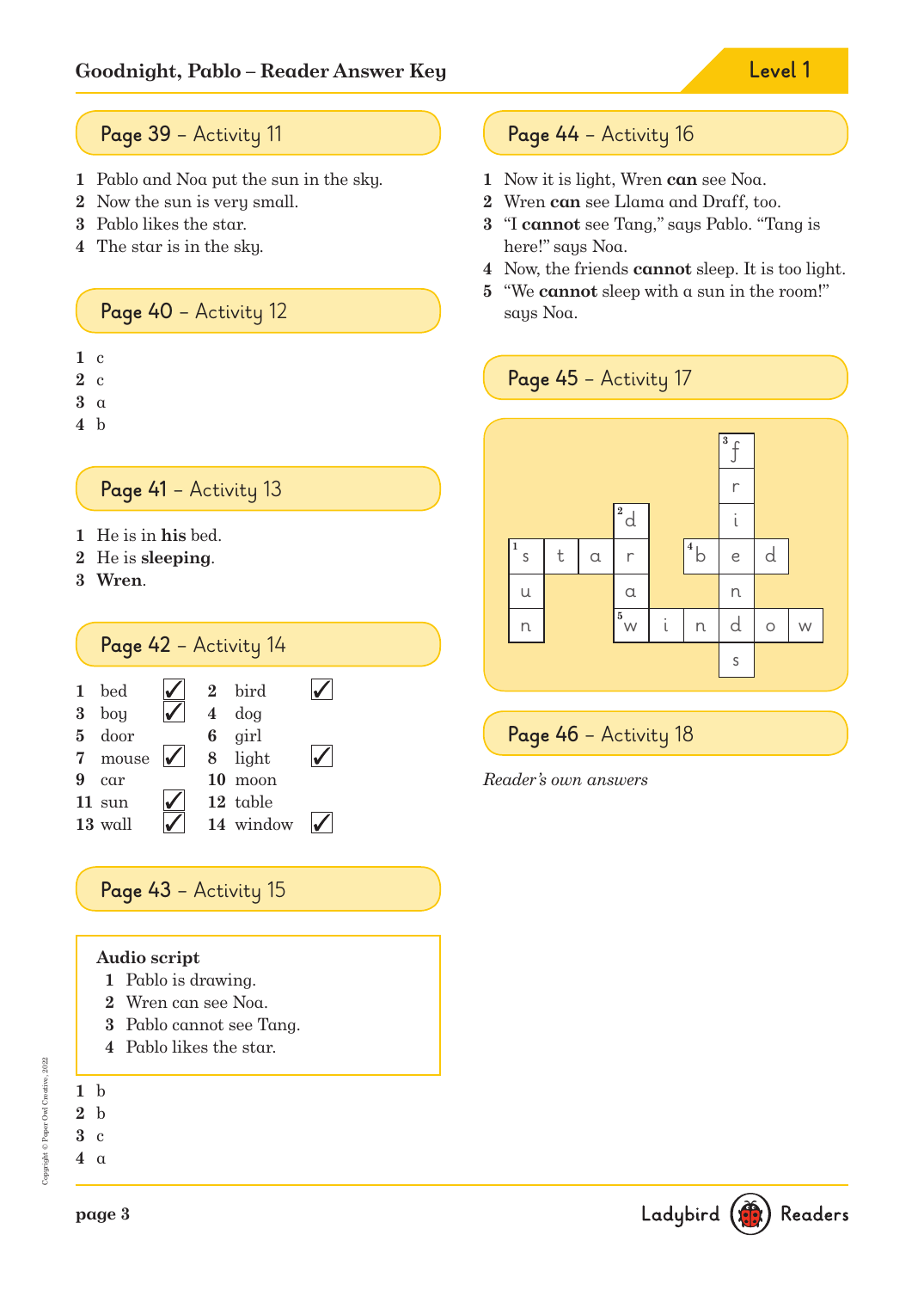## Page 39 – Activity 11

1. Pablo and Noa put the sun in the sky.
2. Now the sun is very small.
3. Pablo likes the star.
4. The star is in the sky.

## Page 40 – Activity 12

1. c
2. c
3. a
4. b

## Page 41 – Activity 13

1. He is in **his** bed.
2. He is **sleeping**.
3. **Wren**.

## Page 42 – Activity 14

| | | | | | |
|---|---|---|---|---|---|
| 1 | bed | ✓ | 2 | bird | ✓ |
| 3 | boy | ✓ | 4 | dog | |
| 5 | door | | 6 | girl | |
| 7 | mouse | ✓ | 8 | light | ✓ |
| 9 | car | | 10 | moon | |
| 11 | sun | ✓ | 12 | table | |
| 13 | wall | ✓ | 14 | window | ✓ |

## Page 43 – Activity 15

**Audio script**
1. Pablo is drawing.
2. Wren can see Noa.
3. Pablo cannot see Tang.
4. Pablo likes the star.

1. b
2. b
3. c
4. a

## Page 44 – Activity 16

1. Now it is light, Wren **can** see Noa.
2. Wren **can** see Llama and Draff, too.
3. "I **cannot** see Tang," says Pablo. "Tang is here!" says Noa.
4. Now, the friends **cannot** sleep. It is too light.
5. "We **cannot** sleep with a sun in the room!" says Noa.

## Page 45 – Activity 17

1 star
2 draw
3 friends
4 bed
5 window
1 (down) sun

## Page 46 – Activity 18

*Reader's own answers*